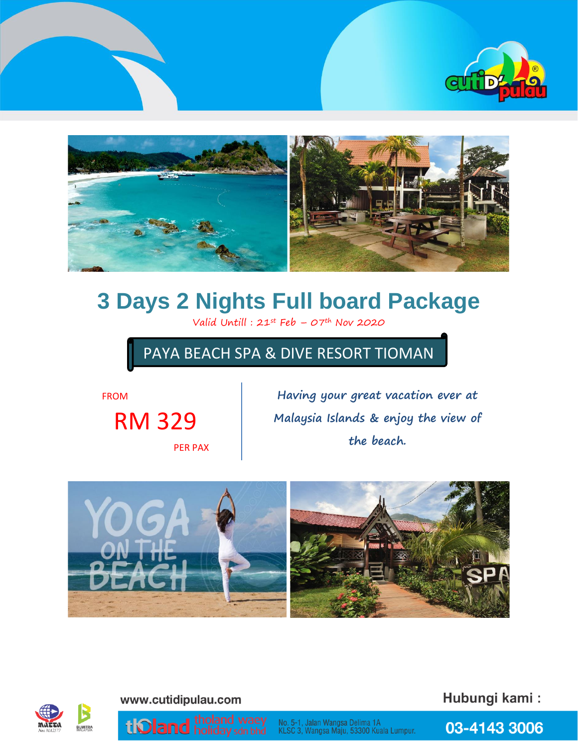# 3 Days 2 Nights Full board Package

Valid Untill : 21st Feb – 07th Nov 2020

## PAYA BEACH SPA & DIVE RESORT TIOMAN

FROM

**RM 329**

PER PAX

*Having your great vacation ever at Malaysia Islands & enjoy the view of the beach.*

www.cutidipulau.com

Hubungi kami :

tholand waey holiday sdn bhd

No. 5-1, Jalan Wangsa Delima 1A
KLSC 3, Wangsa Maju, 53300 Kuala Lumpur.

03-4143 3006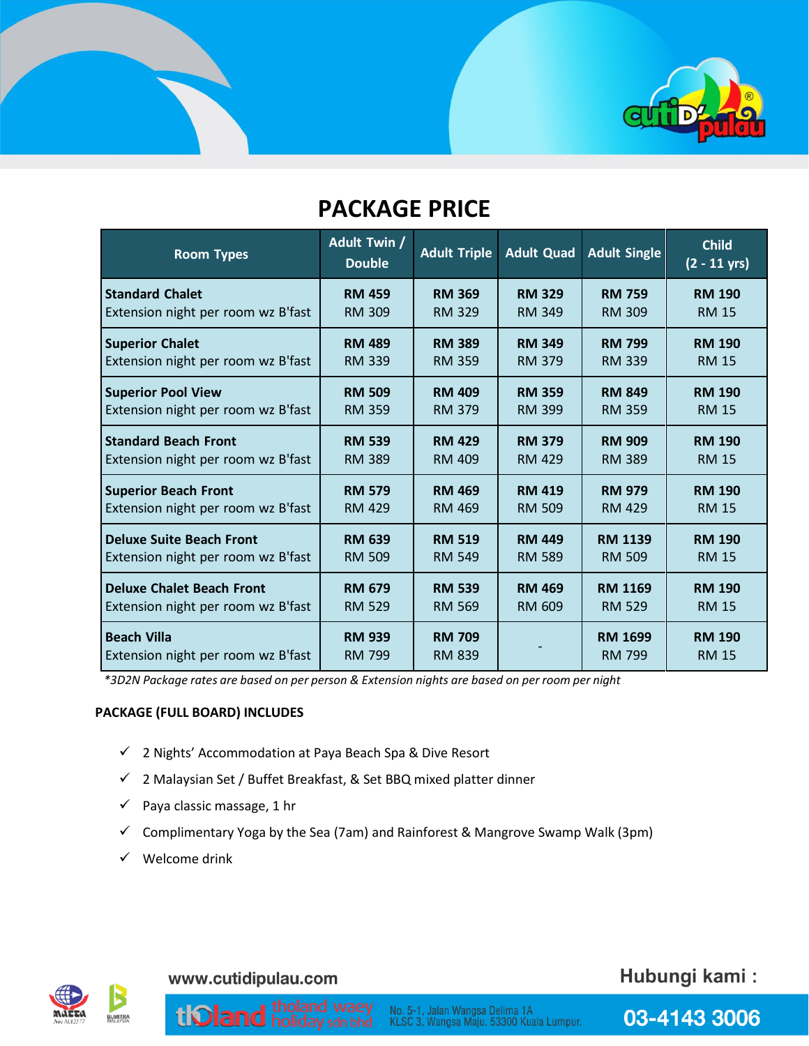# PACKAGE PRICE

| Room Types | Adult Twin / Double | Adult Triple | Adult Quad | Adult Single | Child (2 - 11 yrs) |
|---|---|---|---|---|---|
| **Standard Chalet**<br>Extension night per room wz B'fast | **RM 459**<br>RM 309 | **RM 369**<br>RM 329 | **RM 329**<br>RM 349 | **RM 759**<br>RM 309 | **RM 190**<br>RM 15 |
| **Superior Chalet**<br>Extension night per room wz B'fast | **RM 489**<br>RM 339 | **RM 389**<br>RM 359 | **RM 349**<br>RM 379 | **RM 799**<br>RM 339 | **RM 190**<br>RM 15 |
| **Superior Pool View**<br>Extension night per room wz B'fast | **RM 509**<br>RM 359 | **RM 409**<br>RM 379 | **RM 359**<br>RM 399 | **RM 849**<br>RM 359 | **RM 190**<br>RM 15 |
| **Standard Beach Front**<br>Extension night per room wz B'fast | **RM 539**<br>RM 389 | **RM 429**<br>RM 409 | **RM 379**<br>RM 429 | **RM 909**<br>RM 389 | **RM 190**<br>RM 15 |
| **Superior Beach Front**<br>Extension night per room wz B'fast | **RM 579**<br>RM 429 | **RM 469**<br>RM 469 | **RM 419**<br>RM 509 | **RM 979**<br>RM 429 | **RM 190**<br>RM 15 |
| **Deluxe Suite Beach Front**<br>Extension night per room wz B'fast | **RM 639**<br>RM 509 | **RM 519**<br>RM 549 | **RM 449**<br>RM 589 | **RM 1139**<br>RM 509 | **RM 190**<br>RM 15 |
| **Deluxe Chalet Beach Front**<br>Extension night per room wz B'fast | **RM 679**<br>RM 529 | **RM 539**<br>RM 569 | **RM 469**<br>RM 609 | **RM 1169**<br>RM 529 | **RM 190**<br>RM 15 |
| **Beach Villa**<br>Extension night per room wz B'fast | **RM 939**<br>RM 799 | **RM 709**<br>RM 839 | - | **RM 1699**<br>RM 799 | **RM 190**<br>RM 15 |

*\*3D2N Package rates are based on per person & Extension nights are based on per room per night*

**PACKAGE (FULL BOARD) INCLUDES**

- ✓ 2 Nights' Accommodation at Paya Beach Spa & Dive Resort
- ✓ 2 Malaysian Set / Buffet Breakfast, & Set BBQ mixed platter dinner
- ✓ Paya classic massage, 1 hr
- ✓ Complimentary Yoga by the Sea (7am) and Rainforest & Mangrove Swamp Walk (3pm)
- ✓ Welcome drink

www.cutidipulau.com

Hubungi kami :

tholand waey holiday sdn bhd

No. 5-1, Jalan Wangsa Delima 1A
KLSC 3, Wangsa Maju, 53300 Kuala Lumpur.

03-4143 3006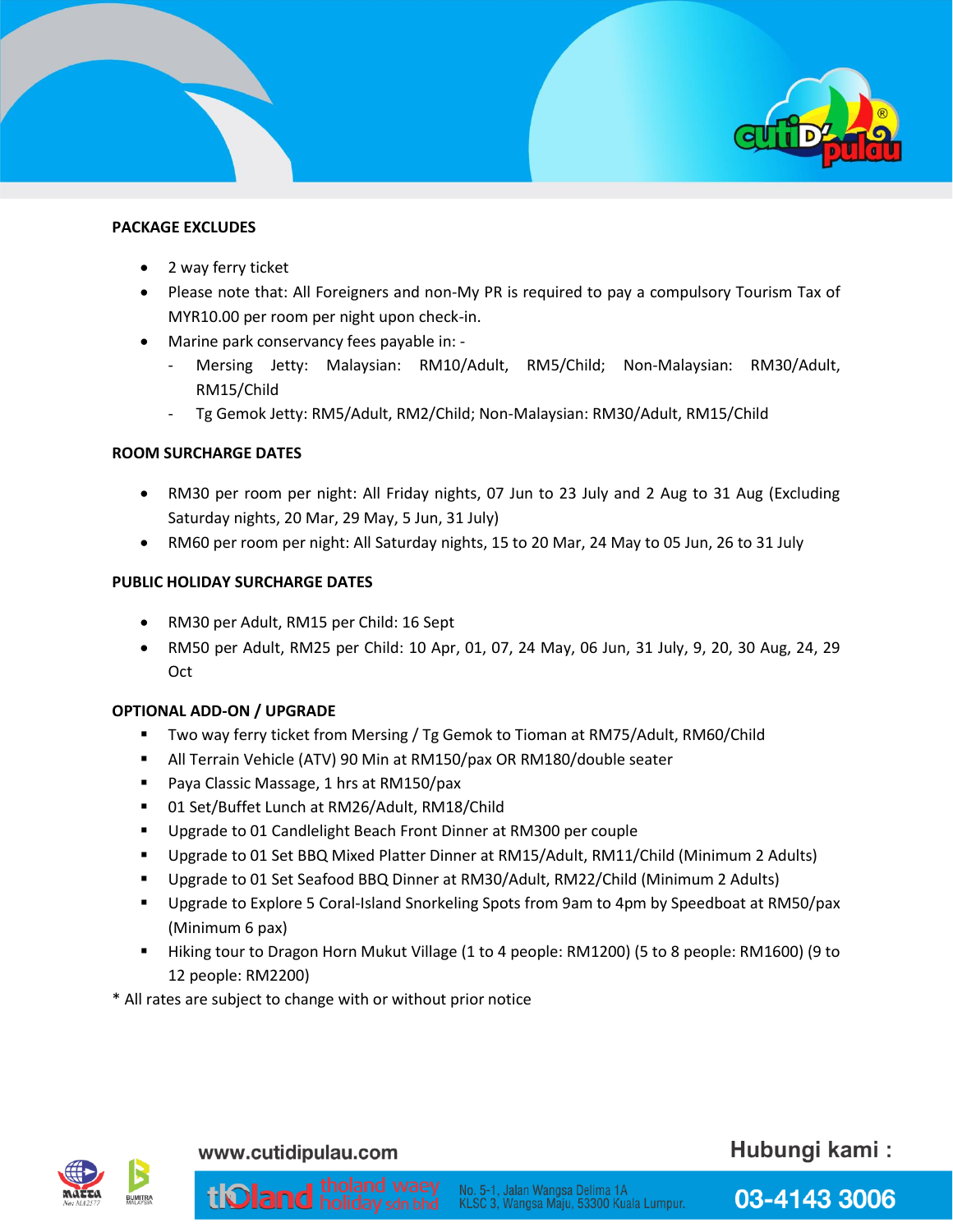**PACKAGE EXCLUDES**

- 2 way ferry ticket
- Please note that: All Foreigners and non-My PR is required to pay a compulsory Tourism Tax of MYR10.00 per room per night upon check-in.
- Marine park conservancy fees payable in: -
  - Mersing Jetty: Malaysian: RM10/Adult, RM5/Child; Non-Malaysian: RM30/Adult, RM15/Child
  - Tg Gemok Jetty: RM5/Adult, RM2/Child; Non-Malaysian: RM30/Adult, RM15/Child

**ROOM SURCHARGE DATES**

- RM30 per room per night: All Friday nights, 07 Jun to 23 July and 2 Aug to 31 Aug (Excluding Saturday nights, 20 Mar, 29 May, 5 Jun, 31 July)
- RM60 per room per night: All Saturday nights, 15 to 20 Mar, 24 May to 05 Jun, 26 to 31 July

**PUBLIC HOLIDAY SURCHARGE DATES**

- RM30 per Adult, RM15 per Child: 16 Sept
- RM50 per Adult, RM25 per Child: 10 Apr, 01, 07, 24 May, 06 Jun, 31 July, 9, 20, 30 Aug, 24, 29 Oct

**OPTIONAL ADD-ON / UPGRADE**

- Two way ferry ticket from Mersing / Tg Gemok to Tioman at RM75/Adult, RM60/Child
- All Terrain Vehicle (ATV) 90 Min at RM150/pax OR RM180/double seater
- Paya Classic Massage, 1 hrs at RM150/pax
- 01 Set/Buffet Lunch at RM26/Adult, RM18/Child
- Upgrade to 01 Candlelight Beach Front Dinner at RM300 per couple
- Upgrade to 01 Set BBQ Mixed Platter Dinner at RM15/Adult, RM11/Child (Minimum 2 Adults)
- Upgrade to 01 Set Seafood BBQ Dinner at RM30/Adult, RM22/Child (Minimum 2 Adults)
- Upgrade to Explore 5 Coral-Island Snorkeling Spots from 9am to 4pm by Speedboat at RM50/pax (Minimum 6 pax)
- Hiking tour to Dragon Horn Mukut Village (1 to 4 people: RM1200) (5 to 8 people: RM1600) (9 to 12 people: RM2200)

* All rates are subject to change with or without prior notice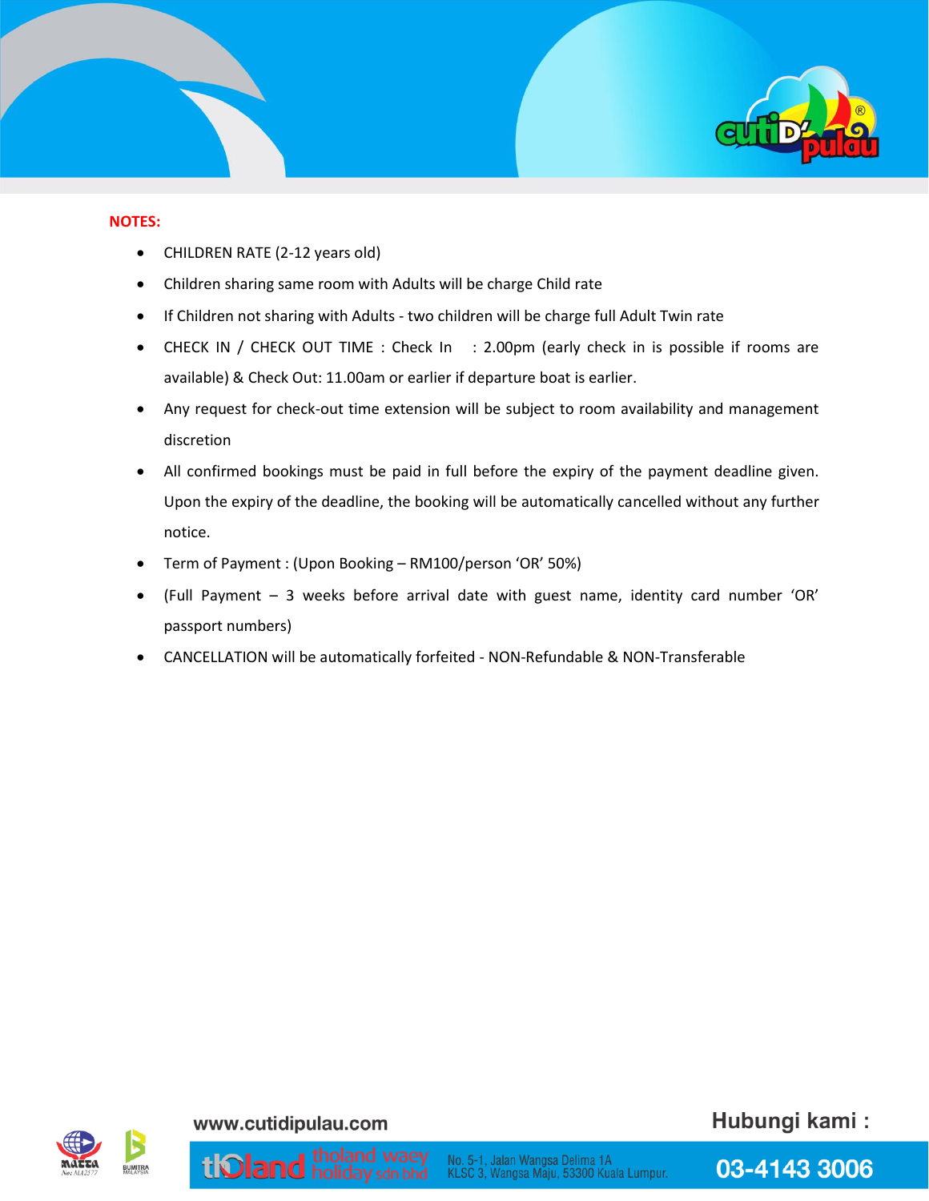**NOTES:**

- CHILDREN RATE (2-12 years old)
- Children sharing same room with Adults will be charge Child rate
- If Children not sharing with Adults - two children will be charge full Adult Twin rate
- CHECK IN / CHECK OUT TIME : Check In : 2.00pm (early check in is possible if rooms are available) & Check Out: 11.00am or earlier if departure boat is earlier.
- Any request for check-out time extension will be subject to room availability and management discretion
- All confirmed bookings must be paid in full before the expiry of the payment deadline given. Upon the expiry of the deadline, the booking will be automatically cancelled without any further notice.
- Term of Payment : (Upon Booking – RM100/person 'OR' 50%)
- (Full Payment – 3 weeks before arrival date with guest name, identity card number 'OR' passport numbers)
- CANCELLATION will be automatically forfeited - NON-Refundable & NON-Transferable